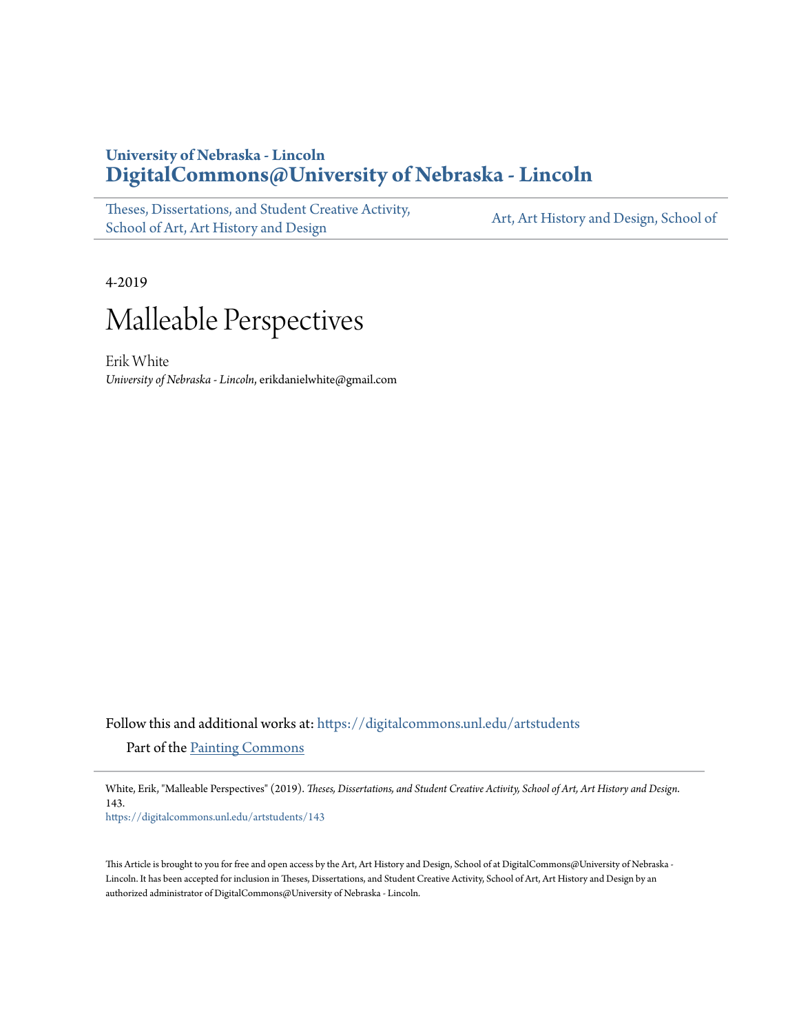**University of Nebraska - Lincoln**
**DigitalCommons@University of Nebraska - Lincoln**

Theses, Dissertations, and Student Creative Activity, School of Art, Art History and Design | Art, Art History and Design, School of

4-2019

# Malleable Perspectives

Erik White
*University of Nebraska - Lincoln*, erikdanielwhite@gmail.com

Follow this and additional works at: https://digitalcommons.unl.edu/artstudents

Part of the Painting Commons

White, Erik, "Malleable Perspectives" (2019). *Theses, Dissertations, and Student Creative Activity, School of Art, Art History and Design*. 143.
https://digitalcommons.unl.edu/artstudents/143

This Article is brought to you for free and open access by the Art, Art History and Design, School of at DigitalCommons@University of Nebraska - Lincoln. It has been accepted for inclusion in Theses, Dissertations, and Student Creative Activity, School of Art, Art History and Design by an authorized administrator of DigitalCommons@University of Nebraska - Lincoln.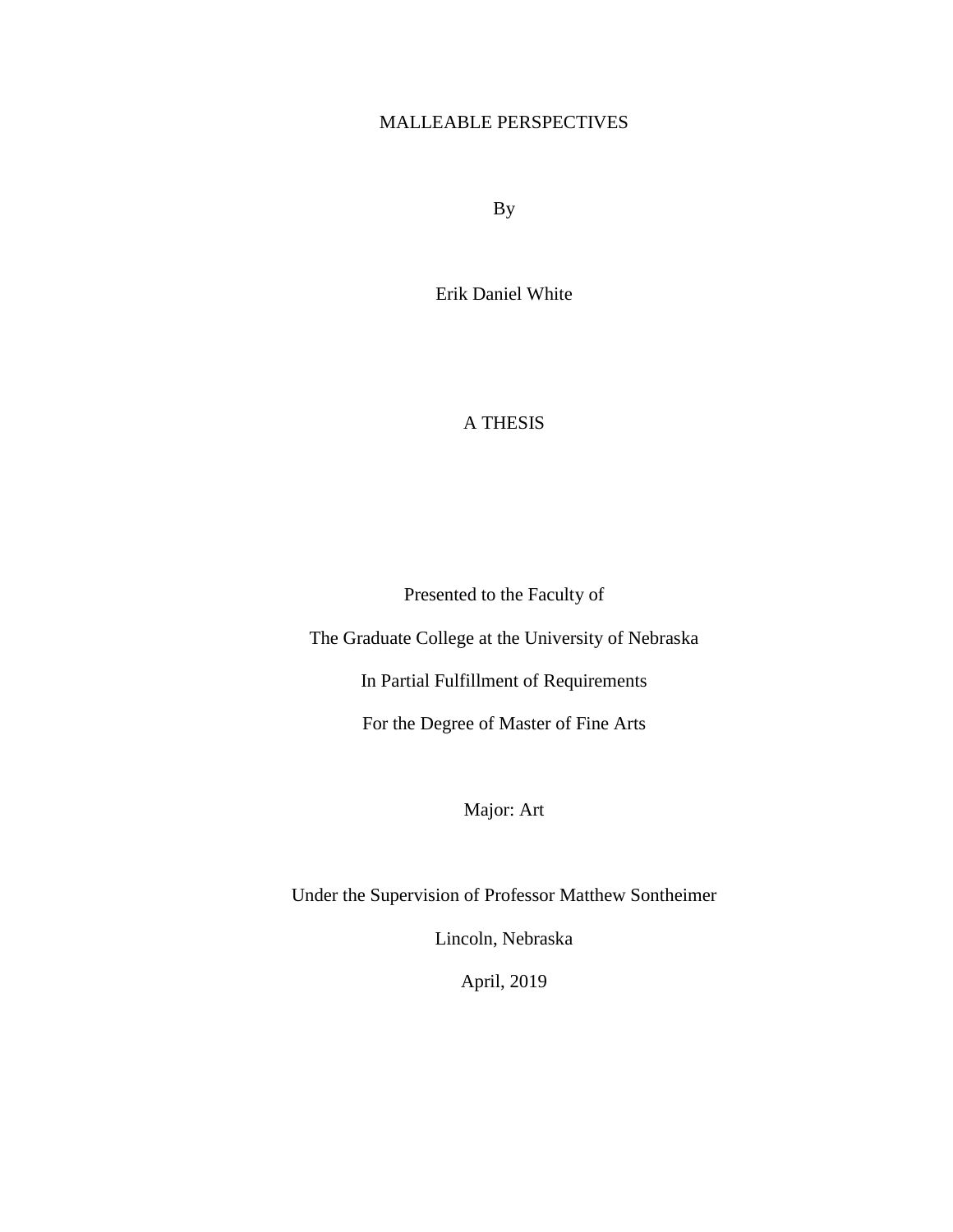# MALLEABLE PERSPECTIVES

By

Erik Daniel White

A THESIS

Presented to the Faculty of

The Graduate College at the University of Nebraska

In Partial Fulfillment of Requirements

For the Degree of Master of Fine Arts

Major: Art

Under the Supervision of Professor Matthew Sontheimer

Lincoln, Nebraska

April, 2019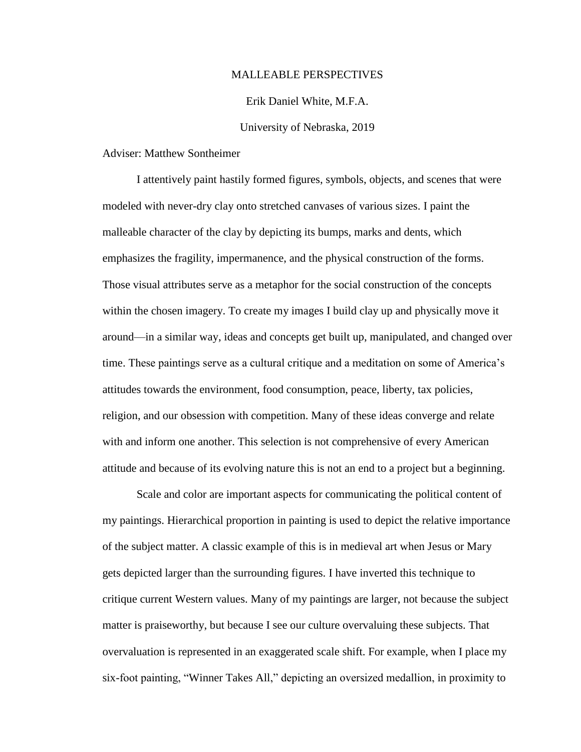MALLEABLE PERSPECTIVES

Erik Daniel White, M.F.A.

University of Nebraska, 2019

Adviser: Matthew Sontheimer

I attentively paint hastily formed figures, symbols, objects, and scenes that were modeled with never-dry clay onto stretched canvases of various sizes. I paint the malleable character of the clay by depicting its bumps, marks and dents, which emphasizes the fragility, impermanence, and the physical construction of the forms. Those visual attributes serve as a metaphor for the social construction of the concepts within the chosen imagery. To create my images I build clay up and physically move it around—in a similar way, ideas and concepts get built up, manipulated, and changed over time. These paintings serve as a cultural critique and a meditation on some of America's attitudes towards the environment, food consumption, peace, liberty, tax policies, religion, and our obsession with competition. Many of these ideas converge and relate with and inform one another. This selection is not comprehensive of every American attitude and because of its evolving nature this is not an end to a project but a beginning.

Scale and color are important aspects for communicating the political content of my paintings. Hierarchical proportion in painting is used to depict the relative importance of the subject matter. A classic example of this is in medieval art when Jesus or Mary gets depicted larger than the surrounding figures. I have inverted this technique to critique current Western values. Many of my paintings are larger, not because the subject matter is praiseworthy, but because I see our culture overvaluing these subjects. That overvaluation is represented in an exaggerated scale shift. For example, when I place my six-foot painting, "Winner Takes All," depicting an oversized medallion, in proximity to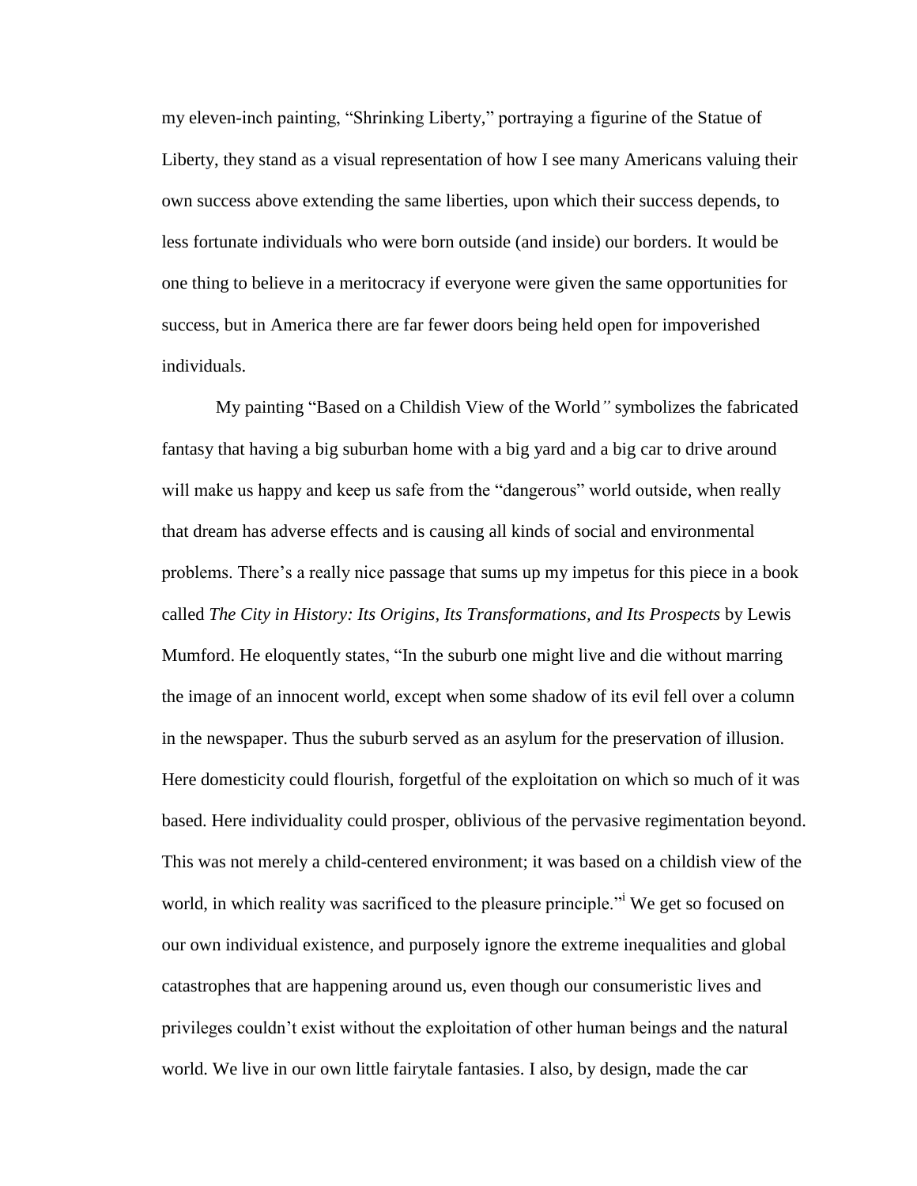my eleven-inch painting, “Shrinking Liberty,” portraying a figurine of the Statue of Liberty, they stand as a visual representation of how I see many Americans valuing their own success above extending the same liberties, upon which their success depends, to less fortunate individuals who were born outside (and inside) our borders. It would be one thing to believe in a meritocracy if everyone were given the same opportunities for success, but in America there are far fewer doors being held open for impoverished individuals.

My painting “Based on a Childish View of the World” symbolizes the fabricated fantasy that having a big suburban home with a big yard and a big car to drive around will make us happy and keep us safe from the “dangerous” world outside, when really that dream has adverse effects and is causing all kinds of social and environmental problems. There’s a really nice passage that sums up my impetus for this piece in a book called *The City in History: Its Origins, Its Transformations, and Its Prospects* by Lewis Mumford. He eloquently states, “In the suburb one might live and die without marring the image of an innocent world, except when some shadow of its evil fell over a column in the newspaper. Thus the suburb served as an asylum for the preservation of illusion. Here domesticity could flourish, forgetful of the exploitation on which so much of it was based. Here individuality could prosper, oblivious of the pervasive regimentation beyond. This was not merely a child-centered environment; it was based on a childish view of the world, in which reality was sacrificed to the pleasure principle.”[i] We get so focused on our own individual existence, and purposely ignore the extreme inequalities and global catastrophes that are happening around us, even though our consumeristic lives and privileges couldn’t exist without the exploitation of other human beings and the natural world. We live in our own little fairytale fantasies. I also, by design, made the car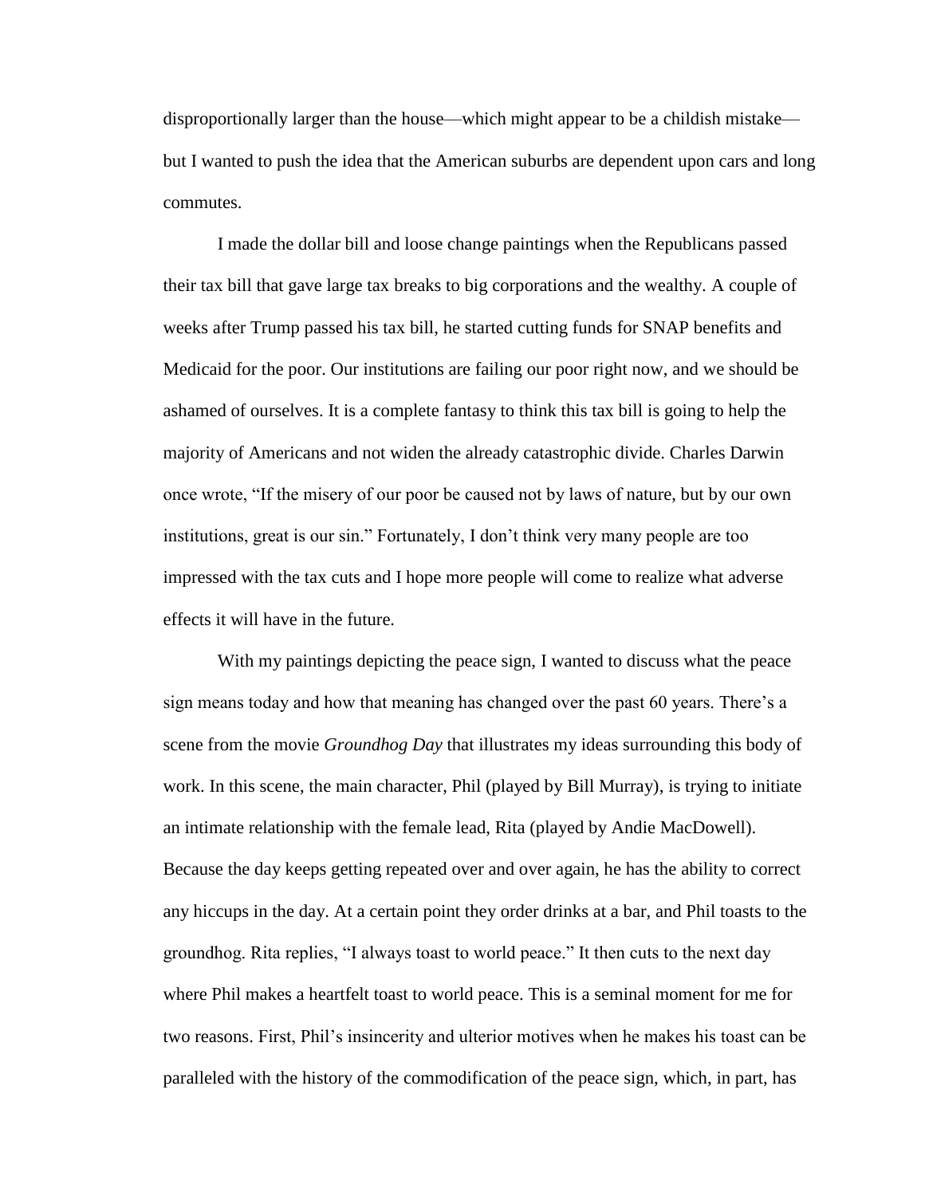disproportionally larger than the house—which might appear to be a childish mistake—but I wanted to push the idea that the American suburbs are dependent upon cars and long commutes.

I made the dollar bill and loose change paintings when the Republicans passed their tax bill that gave large tax breaks to big corporations and the wealthy. A couple of weeks after Trump passed his tax bill, he started cutting funds for SNAP benefits and Medicaid for the poor. Our institutions are failing our poor right now, and we should be ashamed of ourselves. It is a complete fantasy to think this tax bill is going to help the majority of Americans and not widen the already catastrophic divide. Charles Darwin once wrote, "If the misery of our poor be caused not by laws of nature, but by our own institutions, great is our sin." Fortunately, I don't think very many people are too impressed with the tax cuts and I hope more people will come to realize what adverse effects it will have in the future.

With my paintings depicting the peace sign, I wanted to discuss what the peace sign means today and how that meaning has changed over the past 60 years. There's a scene from the movie *Groundhog Day* that illustrates my ideas surrounding this body of work. In this scene, the main character, Phil (played by Bill Murray), is trying to initiate an intimate relationship with the female lead, Rita (played by Andie MacDowell). Because the day keeps getting repeated over and over again, he has the ability to correct any hiccups in the day. At a certain point they order drinks at a bar, and Phil toasts to the groundhog. Rita replies, "I always toast to world peace." It then cuts to the next day where Phil makes a heartfelt toast to world peace. This is a seminal moment for me for two reasons. First, Phil's insincerity and ulterior motives when he makes his toast can be paralleled with the history of the commodification of the peace sign, which, in part, has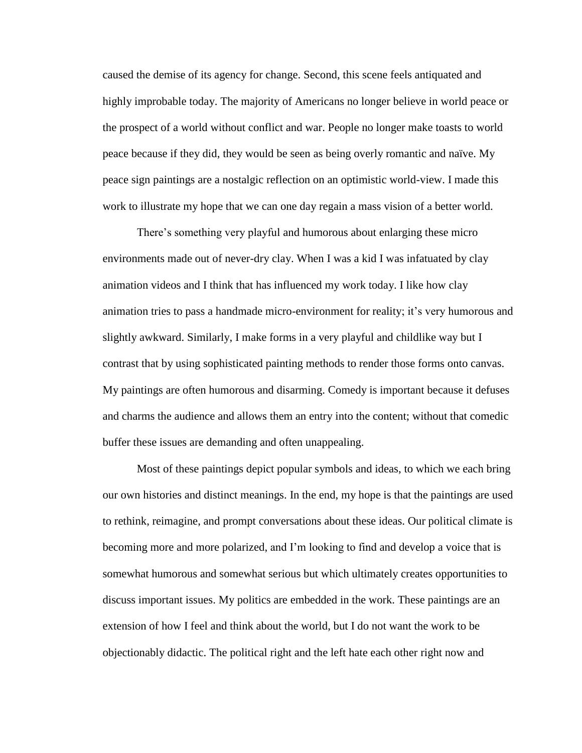caused the demise of its agency for change. Second, this scene feels antiquated and highly improbable today. The majority of Americans no longer believe in world peace or the prospect of a world without conflict and war. People no longer make toasts to world peace because if they did, they would be seen as being overly romantic and naïve. My peace sign paintings are a nostalgic reflection on an optimistic world-view. I made this work to illustrate my hope that we can one day regain a mass vision of a better world.

There's something very playful and humorous about enlarging these micro environments made out of never-dry clay. When I was a kid I was infatuated by clay animation videos and I think that has influenced my work today. I like how clay animation tries to pass a handmade micro-environment for reality; it's very humorous and slightly awkward. Similarly, I make forms in a very playful and childlike way but I contrast that by using sophisticated painting methods to render those forms onto canvas. My paintings are often humorous and disarming. Comedy is important because it defuses and charms the audience and allows them an entry into the content; without that comedic buffer these issues are demanding and often unappealing.

Most of these paintings depict popular symbols and ideas, to which we each bring our own histories and distinct meanings. In the end, my hope is that the paintings are used to rethink, reimagine, and prompt conversations about these ideas. Our political climate is becoming more and more polarized, and I'm looking to find and develop a voice that is somewhat humorous and somewhat serious but which ultimately creates opportunities to discuss important issues. My politics are embedded in the work. These paintings are an extension of how I feel and think about the world, but I do not want the work to be objectionably didactic. The political right and the left hate each other right now and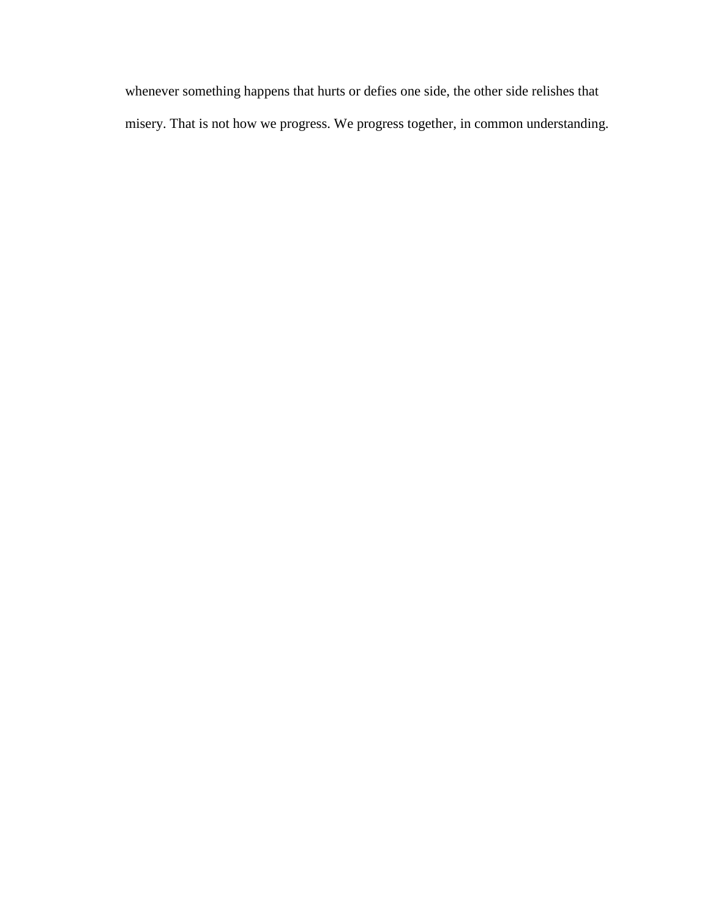whenever something happens that hurts or defies one side, the other side relishes that misery. That is not how we progress. We progress together, in common understanding.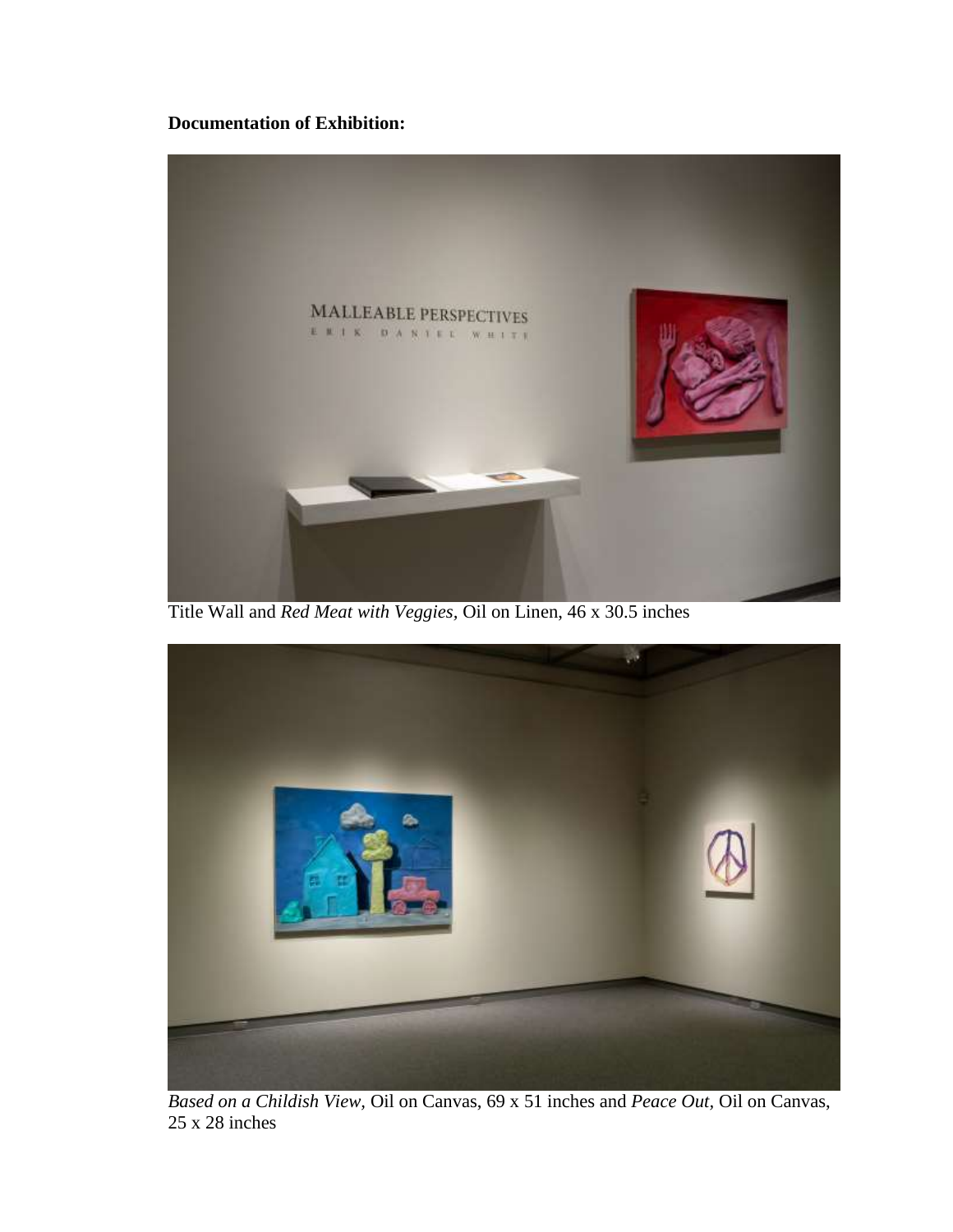**Documentation of Exhibition:**

Title Wall and *Red Meat with Veggies*, Oil on Linen, 46 x 30.5 inches

*Based on a Childish View*, Oil on Canvas, 69 x 51 inches and *Peace Out*, Oil on Canvas, 25 x 28 inches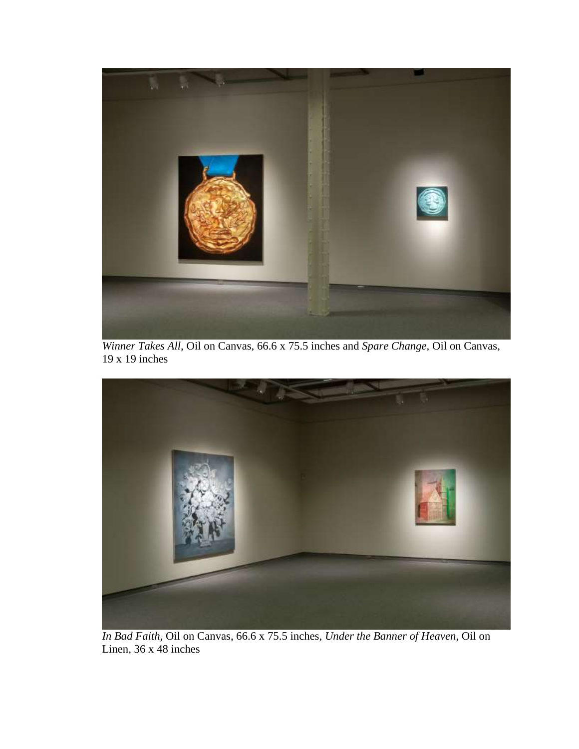*Winner Takes All,* Oil on Canvas, 66.6 x 75.5 inches and *Spare Change,* Oil on Canvas, 19 x 19 inches

*In Bad Faith,* Oil on Canvas, 66.6 x 75.5 inches, *Under the Banner of Heaven*, Oil on Linen, 36 x 48 inches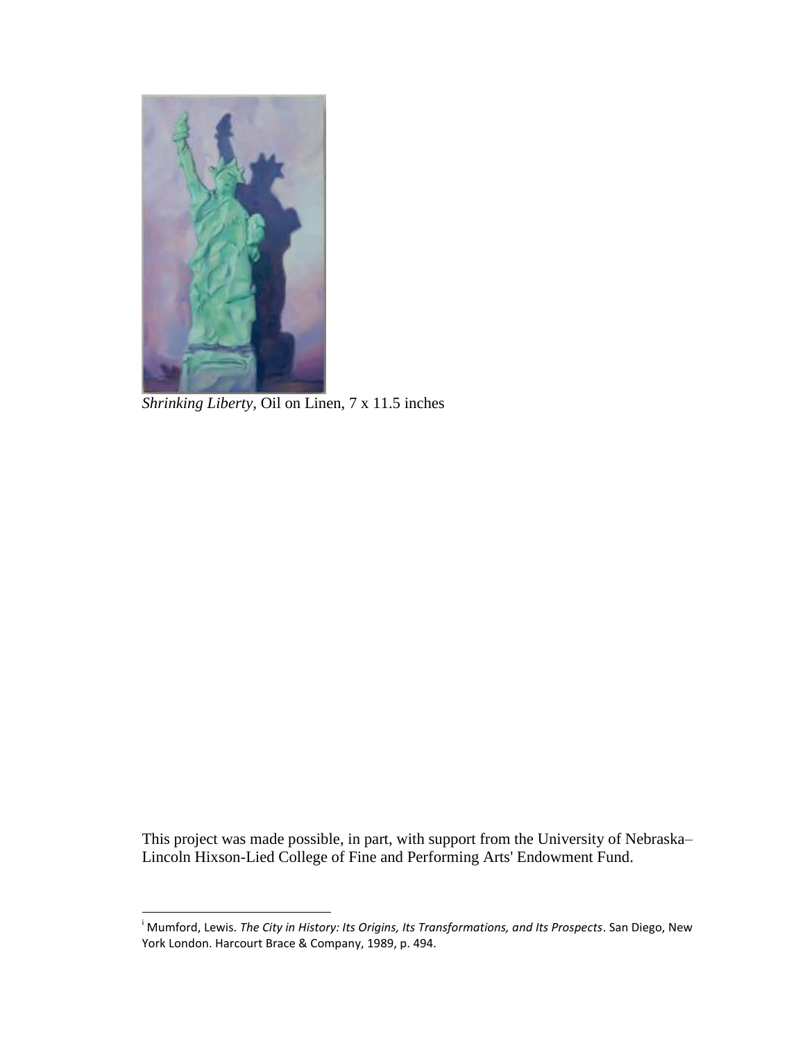*Shrinking Liberty*, Oil on Linen, 7 x 11.5 inches

This project was made possible, in part, with support from the University of Nebraska–Lincoln Hixson-Lied College of Fine and Performing Arts' Endowment Fund.

[i] Mumford, Lewis. *The City in History: Its Origins, Its Transformations, and Its Prospects*. San Diego, New York London. Harcourt Brace & Company, 1989, p. 494.